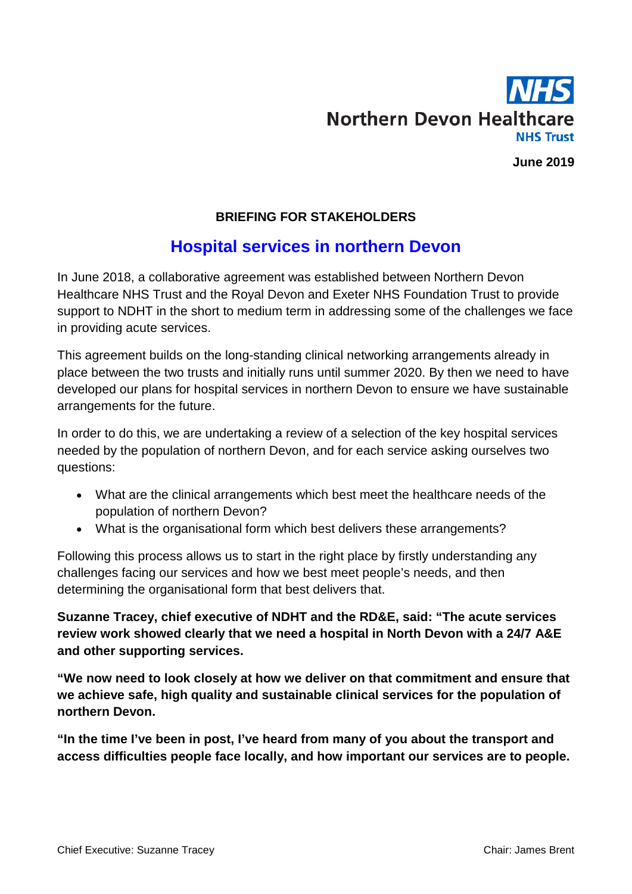NHS
Northern Devon Healthcare
NHS Trust

**June 2019**

**BRIEFING FOR STAKEHOLDERS**

# Hospital services in northern Devon

In June 2018, a collaborative agreement was established between Northern Devon Healthcare NHS Trust and the Royal Devon and Exeter NHS Foundation Trust to provide support to NDHT in the short to medium term in addressing some of the challenges we face in providing acute services.

This agreement builds on the long-standing clinical networking arrangements already in place between the two trusts and initially runs until summer 2020. By then we need to have developed our plans for hospital services in northern Devon to ensure we have sustainable arrangements for the future.

In order to do this, we are undertaking a review of a selection of the key hospital services needed by the population of northern Devon, and for each service asking ourselves two questions:

- What are the clinical arrangements which best meet the healthcare needs of the population of northern Devon?
- What is the organisational form which best delivers these arrangements?

Following this process allows us to start in the right place by firstly understanding any challenges facing our services and how we best meet people's needs, and then determining the organisational form that best delivers that.

**Suzanne Tracey, chief executive of NDHT and the RD&E, said: "The acute services review work showed clearly that we need a hospital in North Devon with a 24/7 A&E and other supporting services.**

**"We now need to look closely at how we deliver on that commitment and ensure that we achieve safe, high quality and sustainable clinical services for the population of northern Devon.**

**"In the time I've been in post, I've heard from many of you about the transport and access difficulties people face locally, and how important our services are to people.**

Chief Executive: Suzanne Tracey Chair: James Brent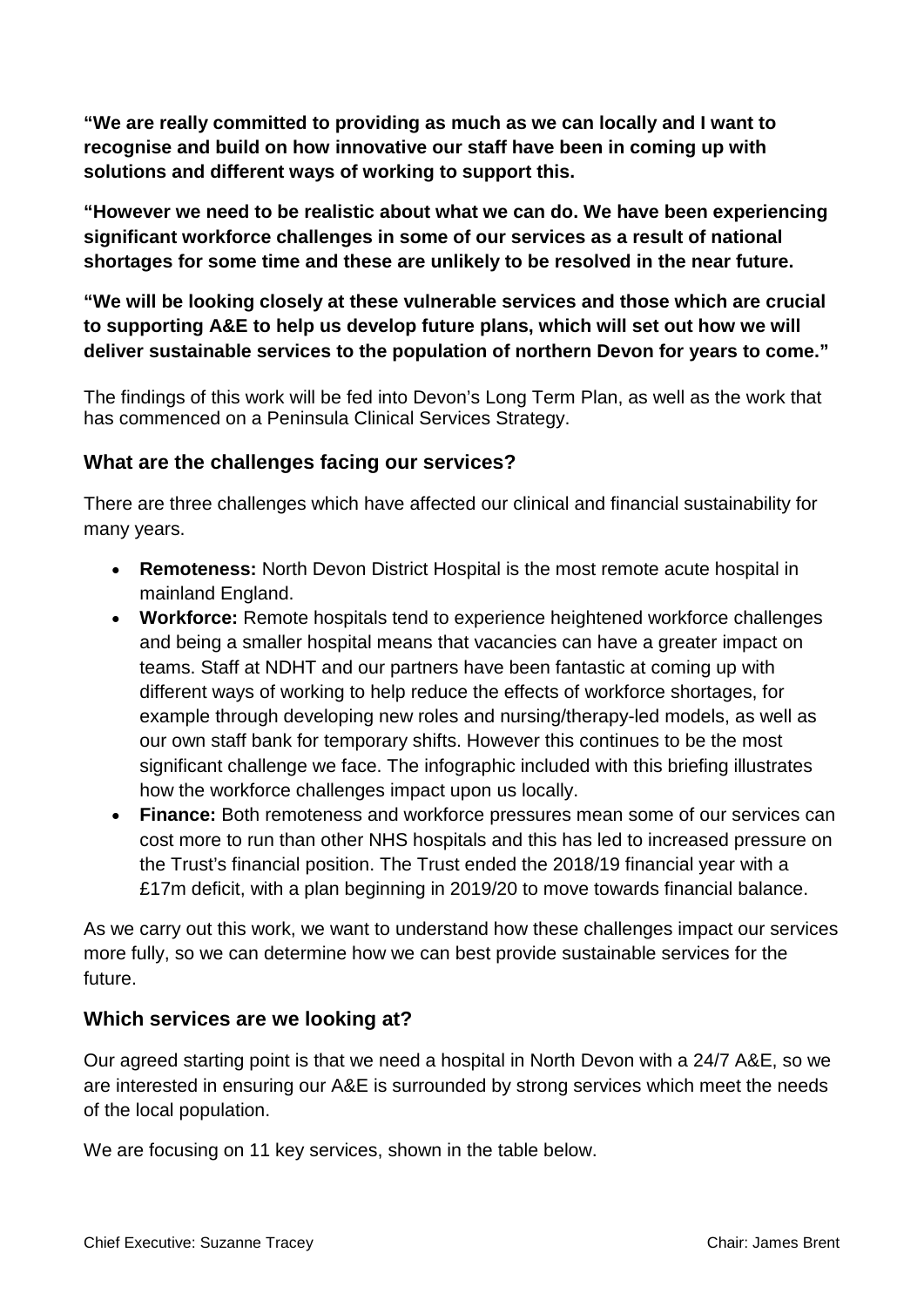**"We are really committed to providing as much as we can locally and I want to recognise and build on how innovative our staff have been in coming up with solutions and different ways of working to support this.**

**"However we need to be realistic about what we can do. We have been experiencing significant workforce challenges in some of our services as a result of national shortages for some time and these are unlikely to be resolved in the near future.**

**"We will be looking closely at these vulnerable services and those which are crucial to supporting A&E to help us develop future plans, which will set out how we will deliver sustainable services to the population of northern Devon for years to come."**

The findings of this work will be fed into Devon's Long Term Plan, as well as the work that has commenced on a Peninsula Clinical Services Strategy.

### What are the challenges facing our services?

There are three challenges which have affected our clinical and financial sustainability for many years.

- **Remoteness:** North Devon District Hospital is the most remote acute hospital in mainland England.
- **Workforce:** Remote hospitals tend to experience heightened workforce challenges and being a smaller hospital means that vacancies can have a greater impact on teams. Staff at NDHT and our partners have been fantastic at coming up with different ways of working to help reduce the effects of workforce shortages, for example through developing new roles and nursing/therapy-led models, as well as our own staff bank for temporary shifts. However this continues to be the most significant challenge we face. The infographic included with this briefing illustrates how the workforce challenges impact upon us locally.
- **Finance:** Both remoteness and workforce pressures mean some of our services can cost more to run than other NHS hospitals and this has led to increased pressure on the Trust's financial position. The Trust ended the 2018/19 financial year with a £17m deficit, with a plan beginning in 2019/20 to move towards financial balance.

As we carry out this work, we want to understand how these challenges impact our services more fully, so we can determine how we can best provide sustainable services for the future.

### Which services are we looking at?

Our agreed starting point is that we need a hospital in North Devon with a 24/7 A&E, so we are interested in ensuring our A&E is surrounded by strong services which meet the needs of the local population.

We are focusing on 11 key services, shown in the table below.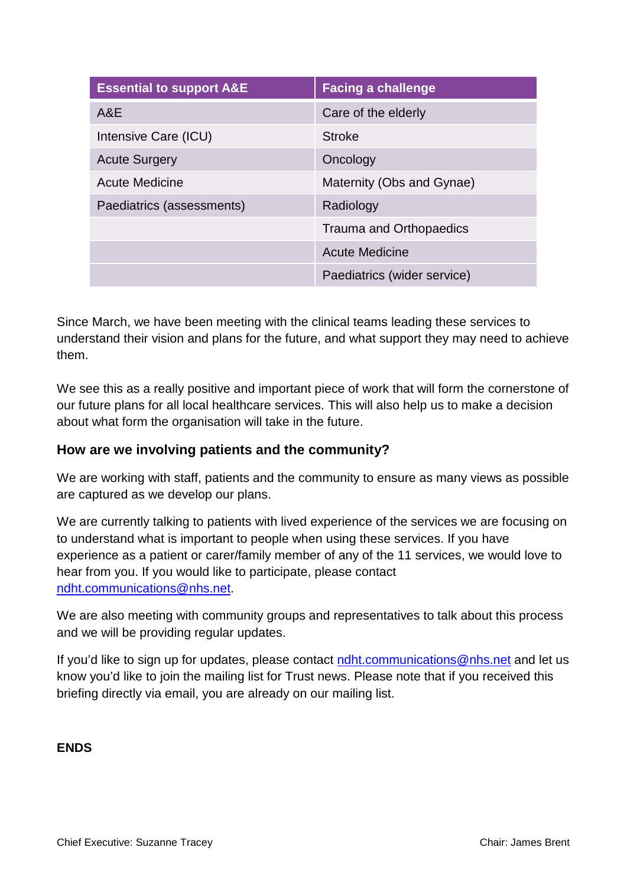| Essential to support A&E | Facing a challenge |
|---|---|
| A&E | Care of the elderly |
| Intensive Care (ICU) | Stroke |
| Acute Surgery | Oncology |
| Acute Medicine | Maternity (Obs and Gynae) |
| Paediatrics (assessments) | Radiology |
| | Trauma and Orthopaedics |
| | Acute Medicine |
| | Paediatrics (wider service) |

Since March, we have been meeting with the clinical teams leading these services to understand their vision and plans for the future, and what support they may need to achieve them.

We see this as a really positive and important piece of work that will form the cornerstone of our future plans for all local healthcare services. This will also help us to make a decision about what form the organisation will take in the future.

### How are we involving patients and the community?

We are working with staff, patients and the community to ensure as many views as possible are captured as we develop our plans.

We are currently talking to patients with lived experience of the services we are focusing on to understand what is important to people when using these services. If you have experience as a patient or carer/family member of any of the 11 services, we would love to hear from you. If you would like to participate, please contact ndht.communications@nhs.net.

We are also meeting with community groups and representatives to talk about this process and we will be providing regular updates.

If you'd like to sign up for updates, please contact ndht.communications@nhs.net and let us know you'd like to join the mailing list for Trust news. Please note that if you received this briefing directly via email, you are already on our mailing list.

**ENDS**

Chief Executive: Suzanne Tracey

Chair: James Brent